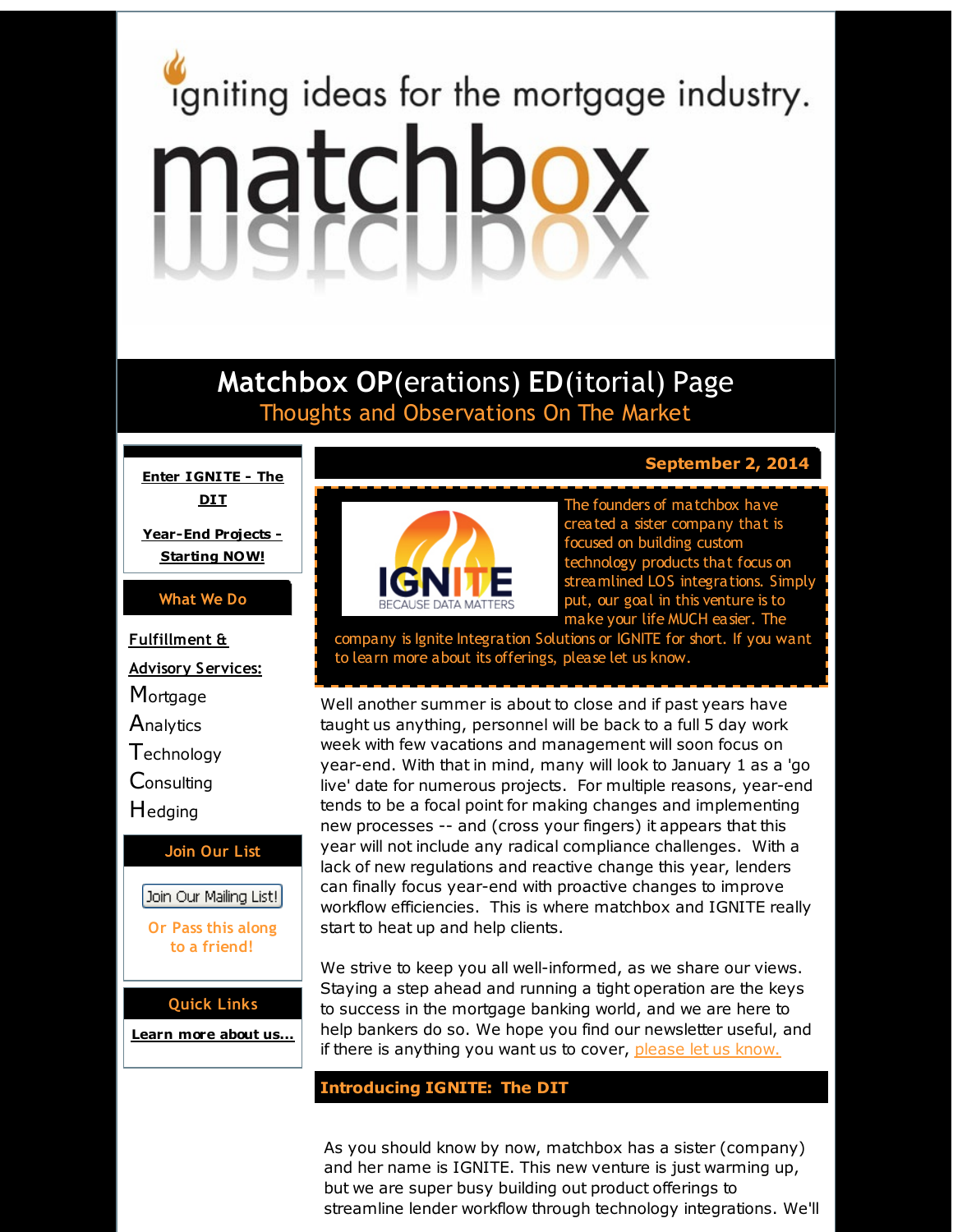igniting ideas for the mortgage industry.

# matchbox

## Matchbox OP(erations) ED(itorial) Page

Thoughts and Observations On The Market

**Enter IGNITE - The DIT**

**Year-End Projects - Starting NOW!**

**What We Do**

**Fulfillment & Advisory Services:**

Mortgage
Analytics
Technology
Consulting
Hedging

**Join Our List**

Join Our Mailing List!

Or Pass this along to a friend!

**Quick Links**

**Learn more about us...**

**September 2, 2014**

The founders of matchbox have created a sister company that is focused on building custom technology products that focus on streamlined LOS integrations. Simply put, our goal in this venture is to make your life MUCH easier. The company is Ignite Integration Solutions or IGNITE for short. If you want to learn more about its offerings, please let us know.

Well another summer is about to close and if past years have taught us anything, personnel will be back to a full 5 day work week with few vacations and management will soon focus on year-end. With that in mind, many will look to January 1 as a 'go live' date for numerous projects. For multiple reasons, year-end tends to be a focal point for making changes and implementing new processes -- and (cross your fingers) it appears that this year will not include any radical compliance challenges. With a lack of new regulations and reactive change this year, lenders can finally focus year-end with proactive changes to improve workflow efficiencies. This is where matchbox and IGNITE really start to heat up and help clients.

We strive to keep you all well-informed, as we share our views. Staying a step ahead and running a tight operation are the keys to success in the mortgage banking world, and we are here to help bankers do so. We hope you find our newsletter useful, and if there is anything you want us to cover, please let us know.

### Introducing IGNITE: The DIT

As you should know by now, matchbox has a sister (company) and her name is IGNITE. This new venture is just warming up, but we are super busy building out product offerings to streamline lender workflow through technology integrations. We'll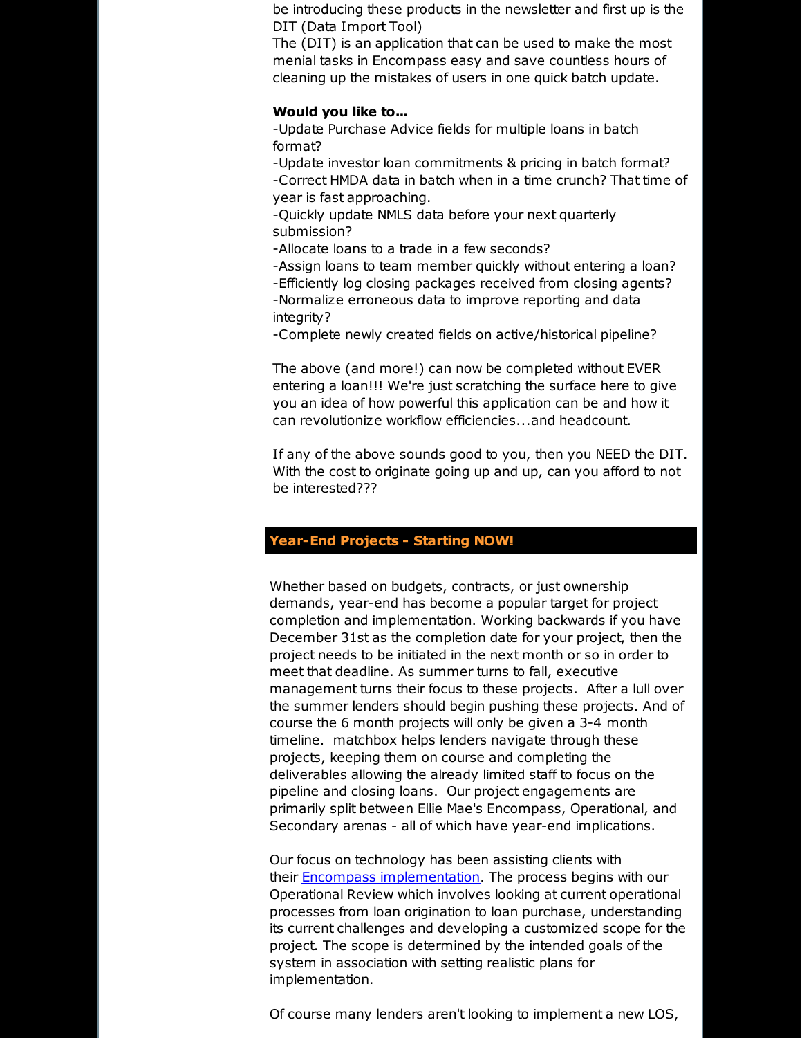be introducing these products in the newsletter and first up is the DIT (Data Import Tool)
The (DIT) is an application that can be used to make the most menial tasks in Encompass easy and save countless hours of cleaning up the mistakes of users in one quick batch update.

**Would you like to...**
-Update Purchase Advice fields for multiple loans in batch format?
-Update investor loan commitments & pricing in batch format?
-Correct HMDA data in batch when in a time crunch? That time of year is fast approaching.
-Quickly update NMLS data before your next quarterly submission?
-Allocate loans to a trade in a few seconds?
-Assign loans to team member quickly without entering a loan?
-Efficiently log closing packages received from closing agents?
-Normalize erroneous data to improve reporting and data integrity?
-Complete newly created fields on active/historical pipeline?

The above (and more!) can now be completed without EVER entering a loan!!! We're just scratching the surface here to give you an idea of how powerful this application can be and how it can revolutionize workflow efficiencies...and headcount.

If any of the above sounds good to you, then you NEED the DIT. With the cost to originate going up and up, can you afford to not be interested???

## Year-End Projects - Starting NOW!

Whether based on budgets, contracts, or just ownership demands, year-end has become a popular target for project completion and implementation. Working backwards if you have December 31st as the completion date for your project, then the project needs to be initiated in the next month or so in order to meet that deadline. As summer turns to fall, executive management turns their focus to these projects. After a lull over the summer lenders should begin pushing these projects. And of course the 6 month projects will only be given a 3-4 month timeline. matchbox helps lenders navigate through these projects, keeping them on course and completing the deliverables allowing the already limited staff to focus on the pipeline and closing loans. Our project engagements are primarily split between Ellie Mae's Encompass, Operational, and Secondary arenas - all of which have year-end implications.

Our focus on technology has been assisting clients with their Encompass implementation. The process begins with our Operational Review which involves looking at current operational processes from loan origination to loan purchase, understanding its current challenges and developing a customized scope for the project. The scope is determined by the intended goals of the system in association with setting realistic plans for implementation.

Of course many lenders aren't looking to implement a new LOS,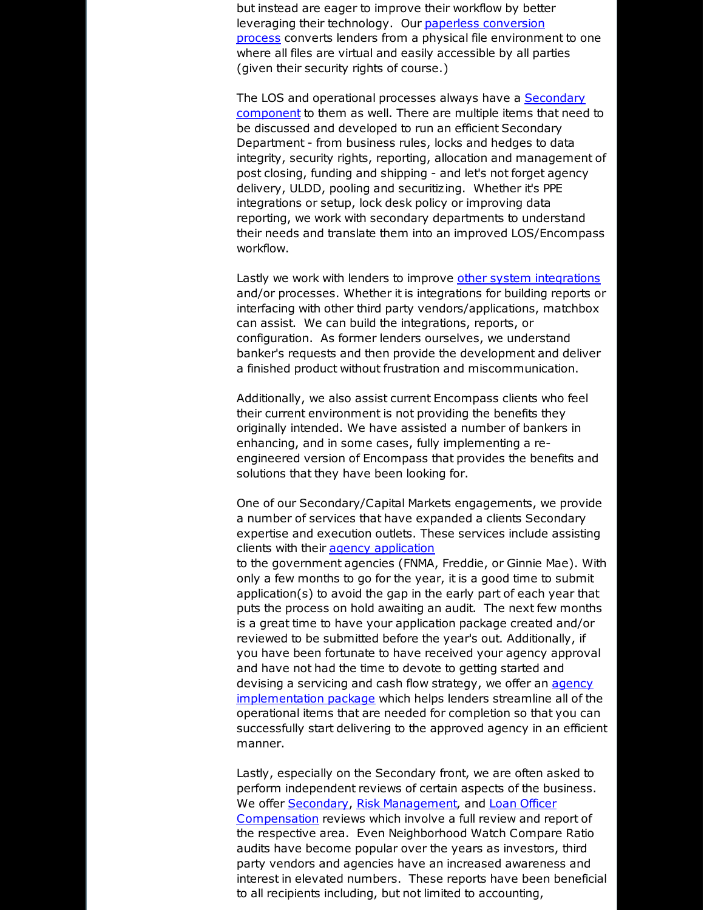but instead are eager to improve their workflow by better leveraging their technology. Our [paperless conversion process] converts lenders from a physical file environment to one where all files are virtual and easily accessible by all parties (given their security rights of course.)

The LOS and operational processes always have a [Secondary component] to them as well. There are multiple items that need to be discussed and developed to run an efficient Secondary Department - from business rules, locks and hedges to data integrity, security rights, reporting, allocation and management of post closing, funding and shipping - and let's not forget agency delivery, ULDD, pooling and securitizing. Whether it's PPE integrations or setup, lock desk policy or improving data reporting, we work with secondary departments to understand their needs and translate them into an improved LOS/Encompass workflow.

Lastly we work with lenders to improve [other system integrations] and/or processes. Whether it is integrations for building reports or interfacing with other third party vendors/applications, matchbox can assist. We can build the integrations, reports, or configuration. As former lenders ourselves, we understand banker's requests and then provide the development and deliver a finished product without frustration and miscommunication.

Additionally, we also assist current Encompass clients who feel their current environment is not providing the benefits they originally intended. We have assisted a number of bankers in enhancing, and in some cases, fully implementing a re-engineered version of Encompass that provides the benefits and solutions that they have been looking for.

One of our Secondary/Capital Markets engagements, we provide a number of services that have expanded a clients Secondary expertise and execution outlets. These services include assisting clients with their [agency application] to the government agencies (FNMA, Freddie, or Ginnie Mae). With only a few months to go for the year, it is a good time to submit application(s) to avoid the gap in the early part of each year that puts the process on hold awaiting an audit. The next few months is a great time to have your application package created and/or reviewed to be submitted before the year's out. Additionally, if you have been fortunate to have received your agency approval and have not had the time to devote to getting started and devising a servicing and cash flow strategy, we offer an [agency implementation package] which helps lenders streamline all of the operational items that are needed for completion so that you can successfully start delivering to the approved agency in an efficient manner.

Lastly, especially on the Secondary front, we are often asked to perform independent reviews of certain aspects of the business. We offer [Secondary], [Risk Management], and [Loan Officer Compensation] reviews which involve a full review and report of the respective area. Even Neighborhood Watch Compare Ratio audits have become popular over the years as investors, third party vendors and agencies have an increased awareness and interest in elevated numbers. These reports have been beneficial to all recipients including, but not limited to accounting,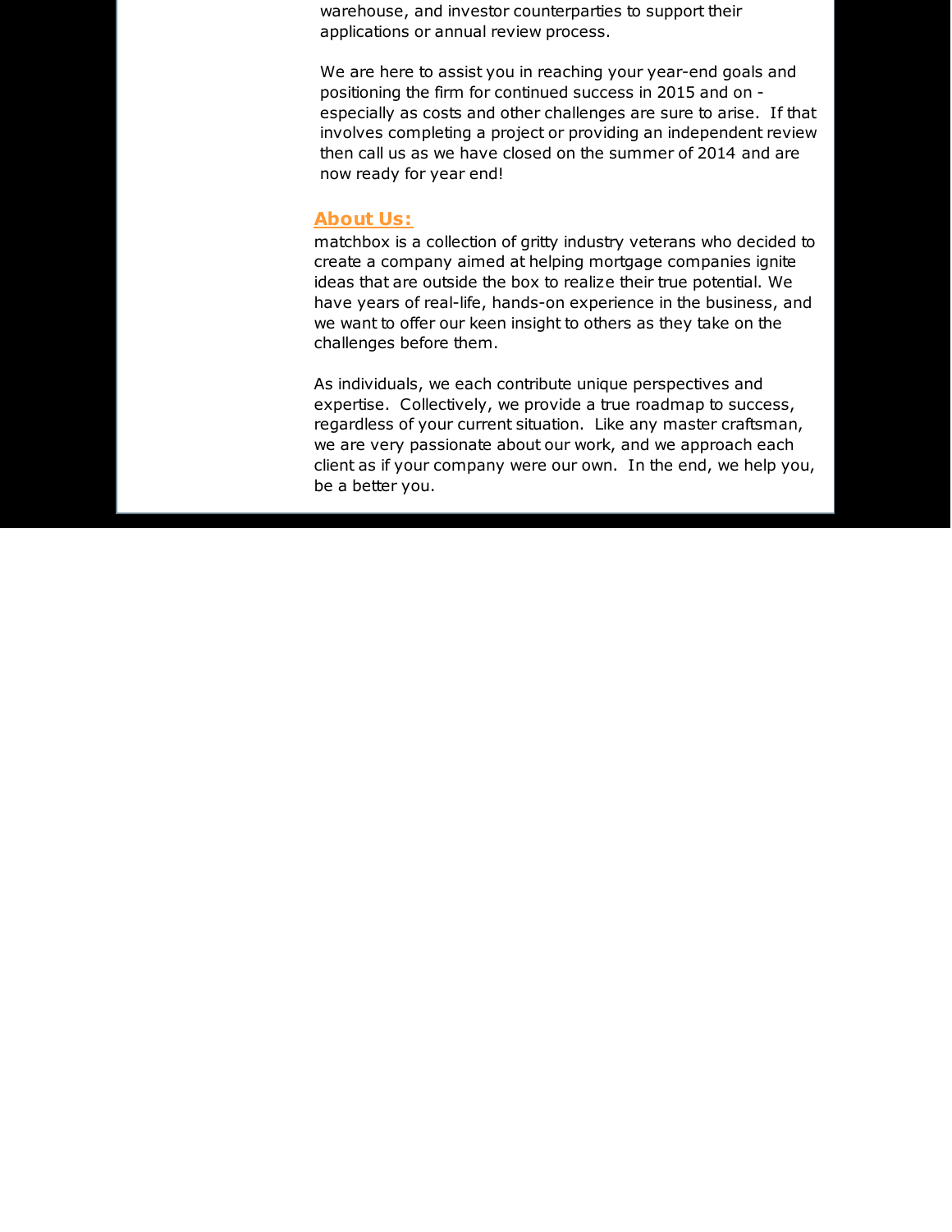warehouse, and investor counterparties to support their applications or annual review process.

We are here to assist you in reaching your year-end goals and positioning the firm for continued success in 2015 and on - especially as costs and other challenges are sure to arise. If that involves completing a project or providing an independent review then call us as we have closed on the summer of 2014 and are now ready for year end!

## About Us:

matchbox is a collection of gritty industry veterans who decided to create a company aimed at helping mortgage companies ignite ideas that are outside the box to realize their true potential. We have years of real-life, hands-on experience in the business, and we want to offer our keen insight to others as they take on the challenges before them.

As individuals, we each contribute unique perspectives and expertise. Collectively, we provide a true roadmap to success, regardless of your current situation. Like any master craftsman, we are very passionate about our work, and we approach each client as if your company were our own. In the end, we help you, be a better you.